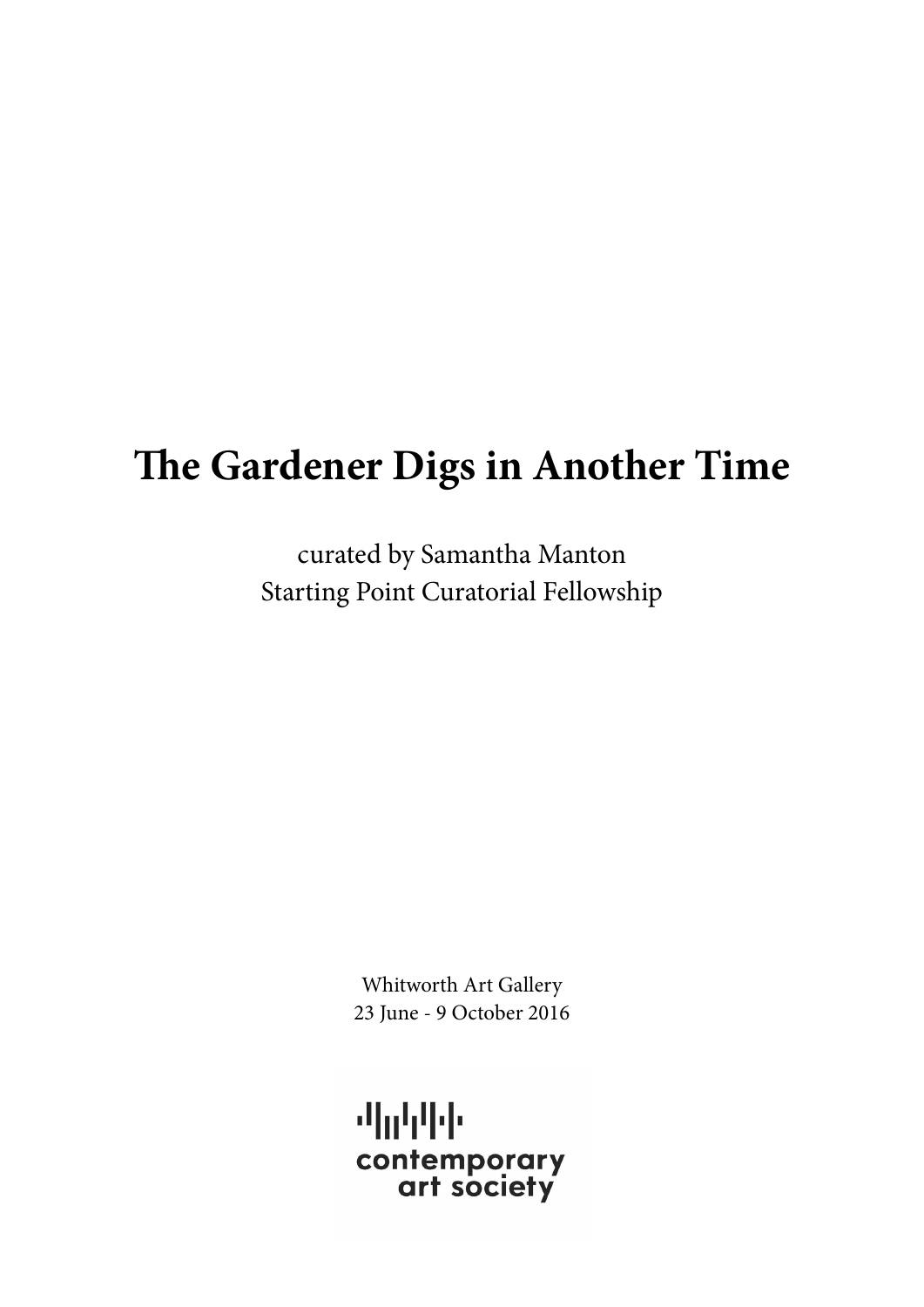# The Gardener Digs in Another Time

curated by Samantha Manton
Starting Point Curatorial Fellowship

Whitworth Art Gallery
23 June - 9 October 2016

contemporary
art society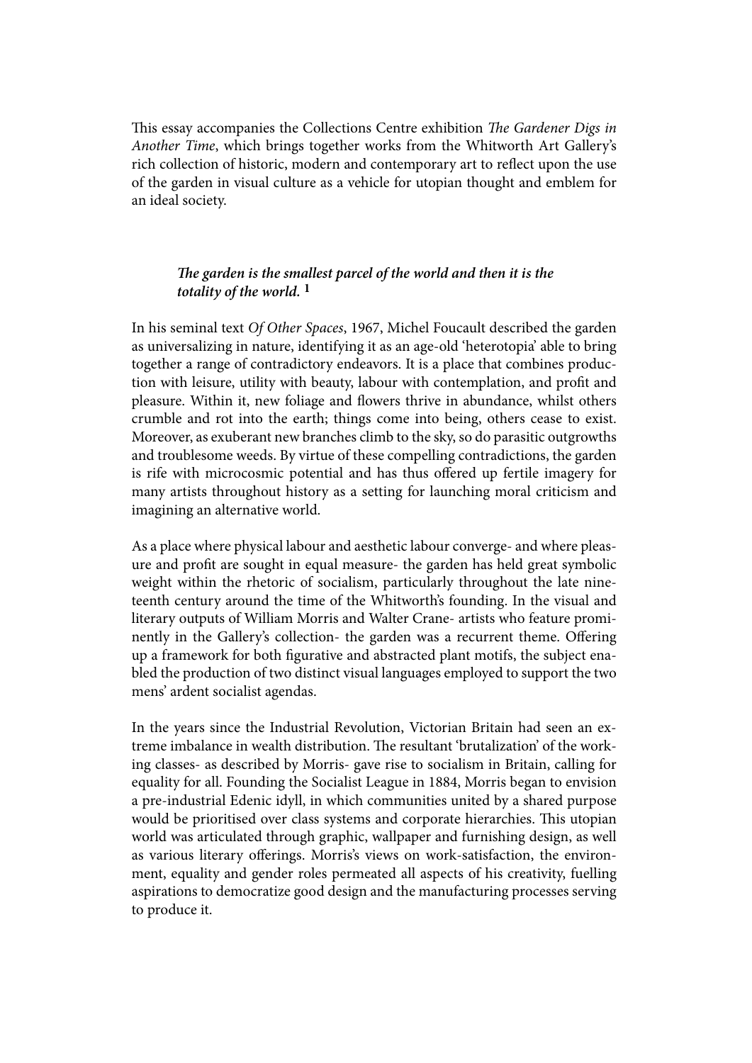This essay accompanies the Collections Centre exhibition *The Gardener Digs in Another Time*, which brings together works from the Whitworth Art Gallery's rich collection of historic, modern and contemporary art to reflect upon the use of the garden in visual culture as a vehicle for utopian thought and emblem for an ideal society.

> ***The garden is the smallest parcel of the world and then it is the totality of the world.*** **[1]**

In his seminal text *Of Other Spaces*, 1967, Michel Foucault described the garden as universalizing in nature, identifying it as an age-old 'heterotopia' able to bring together a range of contradictory endeavors. It is a place that combines production with leisure, utility with beauty, labour with contemplation, and profit and pleasure. Within it, new foliage and flowers thrive in abundance, whilst others crumble and rot into the earth; things come into being, others cease to exist. Moreover, as exuberant new branches climb to the sky, so do parasitic outgrowths and troublesome weeds. By virtue of these compelling contradictions, the garden is rife with microcosmic potential and has thus offered up fertile imagery for many artists throughout history as a setting for launching moral criticism and imagining an alternative world.

As a place where physical labour and aesthetic labour converge- and where pleasure and profit are sought in equal measure- the garden has held great symbolic weight within the rhetoric of socialism, particularly throughout the late nineteenth century around the time of the Whitworth's founding. In the visual and literary outputs of William Morris and Walter Crane- artists who feature prominently in the Gallery's collection- the garden was a recurrent theme. Offering up a framework for both figurative and abstracted plant motifs, the subject enabled the production of two distinct visual languages employed to support the two mens' ardent socialist agendas.

In the years since the Industrial Revolution, Victorian Britain had seen an extreme imbalance in wealth distribution. The resultant 'brutalization' of the working classes- as described by Morris- gave rise to socialism in Britain, calling for equality for all. Founding the Socialist League in 1884, Morris began to envision a pre-industrial Edenic idyll, in which communities united by a shared purpose would be prioritised over class systems and corporate hierarchies. This utopian world was articulated through graphic, wallpaper and furnishing design, as well as various literary offerings. Morris's views on work-satisfaction, the environment, equality and gender roles permeated all aspects of his creativity, fuelling aspirations to democratize good design and the manufacturing processes serving to produce it.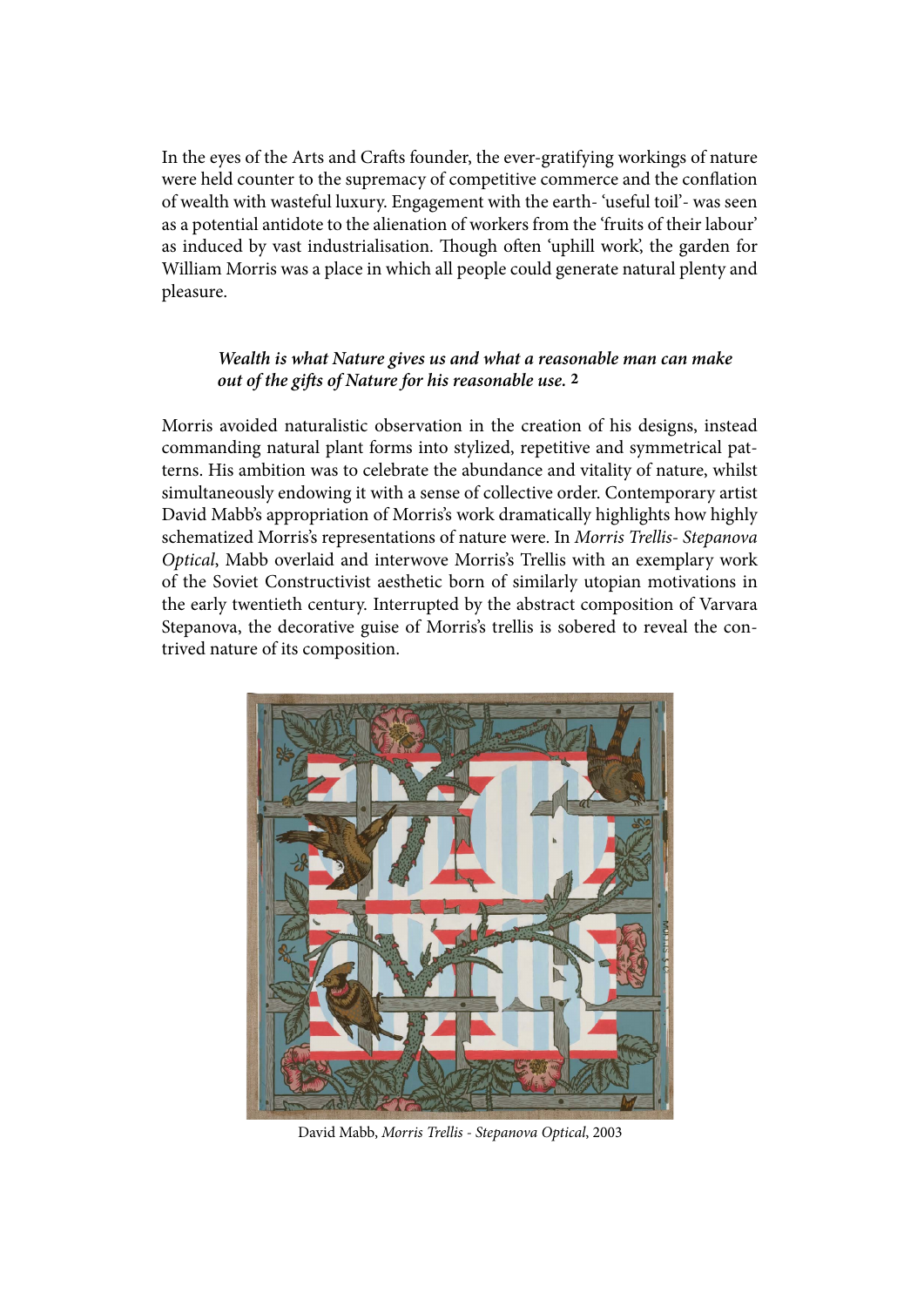In the eyes of the Arts and Crafts founder, the ever-gratifying workings of nature were held counter to the supremacy of competitive commerce and the conflation of wealth with wasteful luxury. Engagement with the earth- 'useful toil'- was seen as a potential antidote to the alienation of workers from the 'fruits of their labour' as induced by vast industrialisation. Though often 'uphill work', the garden for William Morris was a place in which all people could generate natural plenty and pleasure.

> ***Wealth is what Nature gives us and what a reasonable man can make out of the gifts of Nature for his reasonable use.*** **2**

Morris avoided naturalistic observation in the creation of his designs, instead commanding natural plant forms into stylized, repetitive and symmetrical patterns. His ambition was to celebrate the abundance and vitality of nature, whilst simultaneously endowing it with a sense of collective order. Contemporary artist David Mabb's appropriation of Morris's work dramatically highlights how highly schematized Morris's representations of nature were. In *Morris Trellis- Stepanova Optical*, Mabb overlaid and interwove Morris's Trellis with an exemplary work of the Soviet Constructivist aesthetic born of similarly utopian motivations in the early twentieth century. Interrupted by the abstract composition of Varvara Stepanova, the decorative guise of Morris's trellis is sobered to reveal the contrived nature of its composition.

David Mabb, *Morris Trellis - Stepanova Optical*, 2003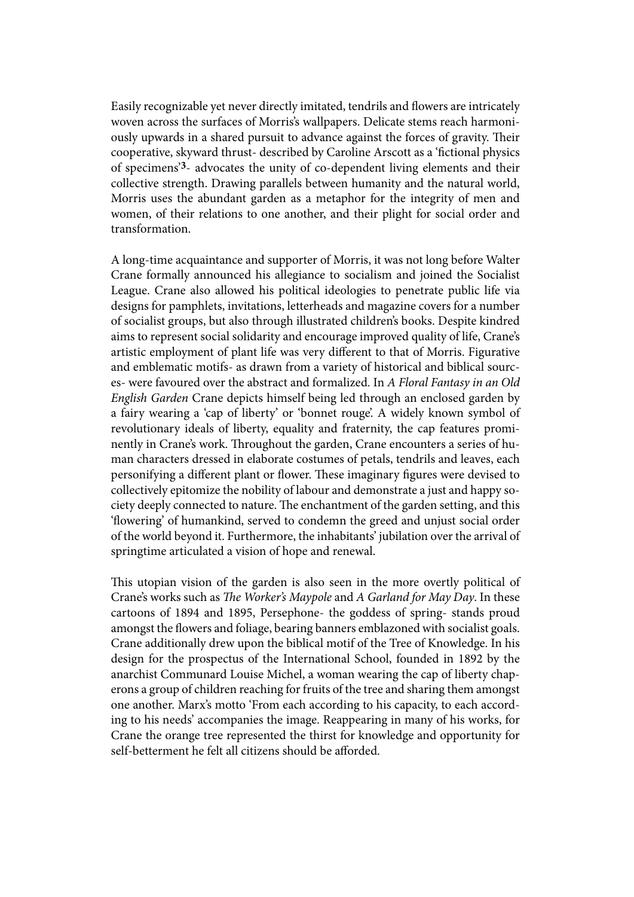Easily recognizable yet never directly imitated, tendrils and flowers are intricately woven across the surfaces of Morris's wallpapers. Delicate stems reach harmoniously upwards in a shared pursuit to advance against the forces of gravity. Their cooperative, skyward thrust- described by Caroline Arscott as a 'fictional physics of specimens'[3]- advocates the unity of co-dependent living elements and their collective strength. Drawing parallels between humanity and the natural world, Morris uses the abundant garden as a metaphor for the integrity of men and women, of their relations to one another, and their plight for social order and transformation.

A long-time acquaintance and supporter of Morris, it was not long before Walter Crane formally announced his allegiance to socialism and joined the Socialist League. Crane also allowed his political ideologies to penetrate public life via designs for pamphlets, invitations, letterheads and magazine covers for a number of socialist groups, but also through illustrated children's books. Despite kindred aims to represent social solidarity and encourage improved quality of life, Crane's artistic employment of plant life was very different to that of Morris. Figurative and emblematic motifs- as drawn from a variety of historical and biblical sources- were favoured over the abstract and formalized. In *A Floral Fantasy in an Old English Garden* Crane depicts himself being led through an enclosed garden by a fairy wearing a 'cap of liberty' or 'bonnet rouge'. A widely known symbol of revolutionary ideals of liberty, equality and fraternity, the cap features prominently in Crane's work. Throughout the garden, Crane encounters a series of human characters dressed in elaborate costumes of petals, tendrils and leaves, each personifying a different plant or flower. These imaginary figures were devised to collectively epitomize the nobility of labour and demonstrate a just and happy society deeply connected to nature. The enchantment of the garden setting, and this 'flowering' of humankind, served to condemn the greed and unjust social order of the world beyond it. Furthermore, the inhabitants' jubilation over the arrival of springtime articulated a vision of hope and renewal.

This utopian vision of the garden is also seen in the more overtly political of Crane's works such as *The Worker's Maypole* and *A Garland for May Day*. In these cartoons of 1894 and 1895, Persephone- the goddess of spring- stands proud amongst the flowers and foliage, bearing banners emblazoned with socialist goals. Crane additionally drew upon the biblical motif of the Tree of Knowledge. In his design for the prospectus of the International School, founded in 1892 by the anarchist Communard Louise Michel, a woman wearing the cap of liberty chaperons a group of children reaching for fruits of the tree and sharing them amongst one another. Marx's motto 'From each according to his capacity, to each according to his needs' accompanies the image. Reappearing in many of his works, for Crane the orange tree represented the thirst for knowledge and opportunity for self-betterment he felt all citizens should be afforded.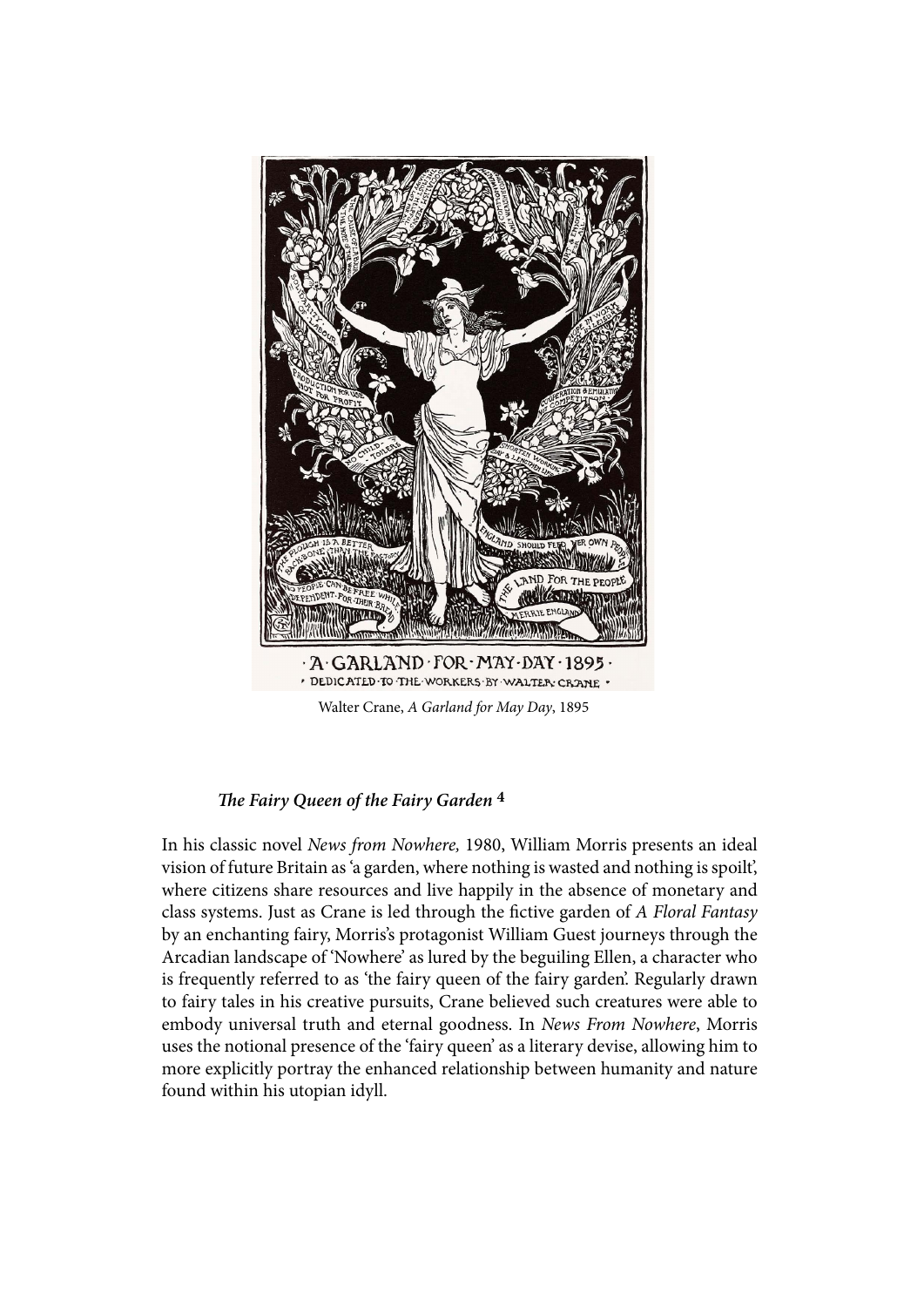Walter Crane, *A Garland for May Day*, 1895

### *The Fairy Queen of the Fairy Garden* 4

In his classic novel *News from Nowhere,* 1980, William Morris presents an ideal vision of future Britain as 'a garden, where nothing is wasted and nothing is spoilt', where citizens share resources and live happily in the absence of monetary and class systems. Just as Crane is led through the fictive garden of *A Floral Fantasy* by an enchanting fairy, Morris's protagonist William Guest journeys through the Arcadian landscape of 'Nowhere' as lured by the beguiling Ellen, a character who is frequently referred to as 'the fairy queen of the fairy garden'. Regularly drawn to fairy tales in his creative pursuits, Crane believed such creatures were able to embody universal truth and eternal goodness. In *News From Nowhere*, Morris uses the notional presence of the 'fairy queen' as a literary devise, allowing him to more explicitly portray the enhanced relationship between humanity and nature found within his utopian idyll.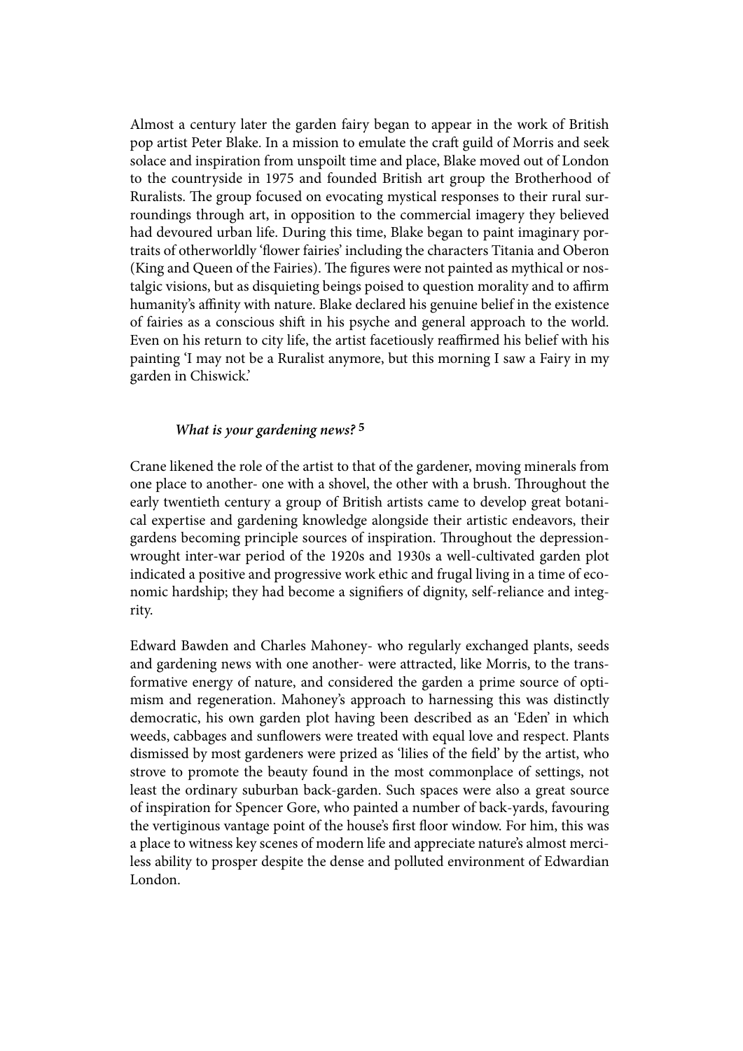Almost a century later the garden fairy began to appear in the work of British pop artist Peter Blake. In a mission to emulate the craft guild of Morris and seek solace and inspiration from unspoilt time and place, Blake moved out of London to the countryside in 1975 and founded British art group the Brotherhood of Ruralists. The group focused on evocating mystical responses to their rural surroundings through art, in opposition to the commercial imagery they believed had devoured urban life. During this time, Blake began to paint imaginary portraits of otherworldly 'flower fairies' including the characters Titania and Oberon (King and Queen of the Fairies). The figures were not painted as mythical or nostalgic visions, but as disquieting beings poised to question morality and to affirm humanity's affinity with nature. Blake declared his genuine belief in the existence of fairies as a conscious shift in his psyche and general approach to the world. Even on his return to city life, the artist facetiously reaffirmed his belief with his painting 'I may not be a Ruralist anymore, but this morning I saw a Fairy in my garden in Chiswick.'

### *What is your gardening news?* 5

Crane likened the role of the artist to that of the gardener, moving minerals from one place to another- one with a shovel, the other with a brush. Throughout the early twentieth century a group of British artists came to develop great botanical expertise and gardening knowledge alongside their artistic endeavors, their gardens becoming principle sources of inspiration. Throughout the depression-wrought inter-war period of the 1920s and 1930s a well-cultivated garden plot indicated a positive and progressive work ethic and frugal living in a time of economic hardship; they had become a signifiers of dignity, self-reliance and integrity.

Edward Bawden and Charles Mahoney- who regularly exchanged plants, seeds and gardening news with one another- were attracted, like Morris, to the transformative energy of nature, and considered the garden a prime source of optimism and regeneration. Mahoney's approach to harnessing this was distinctly democratic, his own garden plot having been described as an 'Eden' in which weeds, cabbages and sunflowers were treated with equal love and respect. Plants dismissed by most gardeners were prized as 'lilies of the field' by the artist, who strove to promote the beauty found in the most commonplace of settings, not least the ordinary suburban back-garden. Such spaces were also a great source of inspiration for Spencer Gore, who painted a number of back-yards, favouring the vertiginous vantage point of the house's first floor window. For him, this was a place to witness key scenes of modern life and appreciate nature's almost merciless ability to prosper despite the dense and polluted environment of Edwardian London.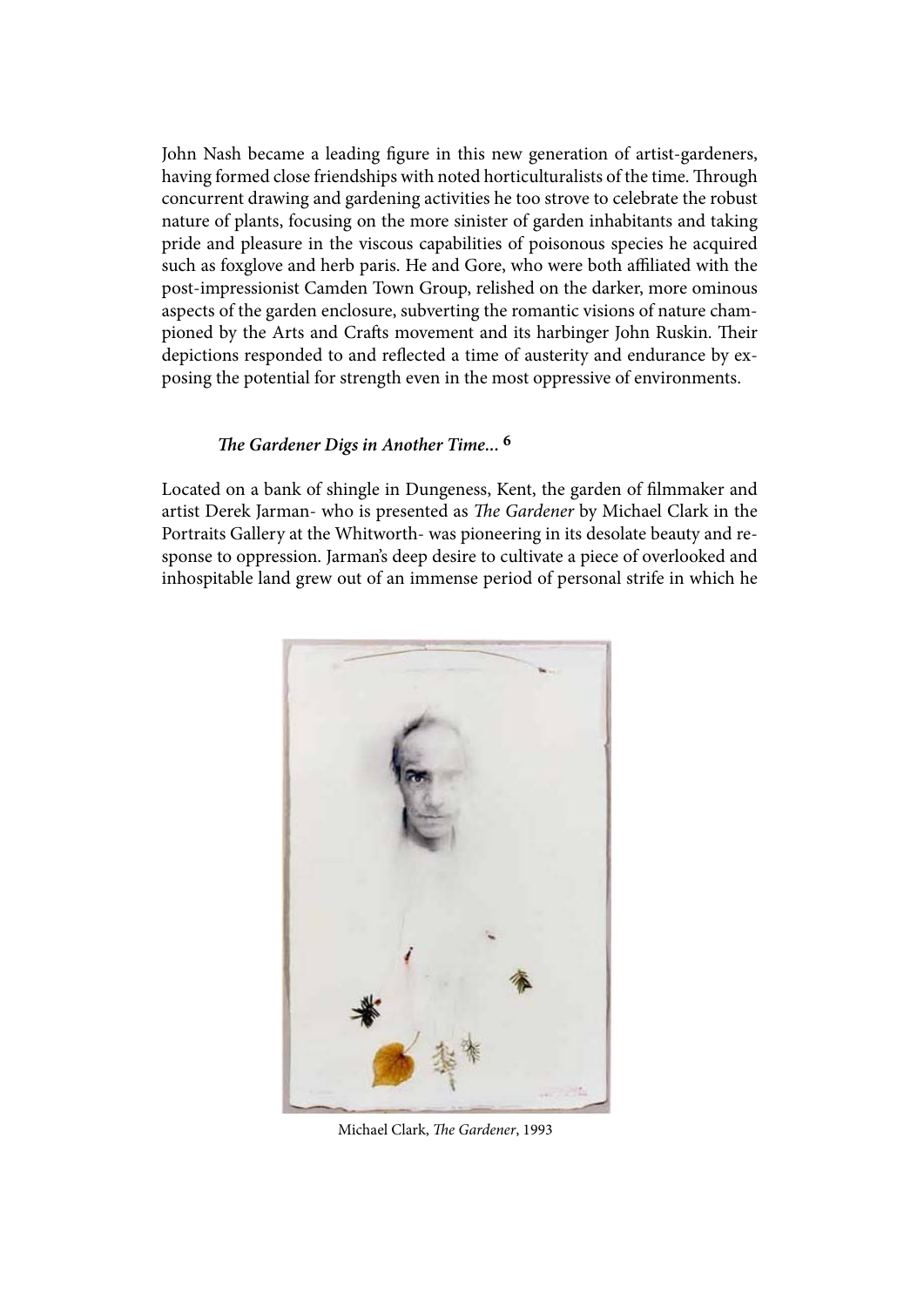John Nash became a leading figure in this new generation of artist-gardeners, having formed close friendships with noted horticulturalists of the time. Through concurrent drawing and gardening activities he too strove to celebrate the robust nature of plants, focusing on the more sinister of garden inhabitants and taking pride and pleasure in the viscous capabilities of poisonous species he acquired such as foxglove and herb paris. He and Gore, who were both affiliated with the post-impressionist Camden Town Group, relished on the darker, more ominous aspects of the garden enclosure, subverting the romantic visions of nature championed by the Arts and Crafts movement and its harbinger John Ruskin. Their depictions responded to and reflected a time of austerity and endurance by exposing the potential for strength even in the most oppressive of environments.

### *The Gardener Digs in Another Time...* [6]

Located on a bank of shingle in Dungeness, Kent, the garden of filmmaker and artist Derek Jarman- who is presented as *The Gardener* by Michael Clark in the Portraits Gallery at the Whitworth- was pioneering in its desolate beauty and response to oppression. Jarman's deep desire to cultivate a piece of overlooked and inhospitable land grew out of an immense period of personal strife in which he

Michael Clark, *The Gardener*, 1993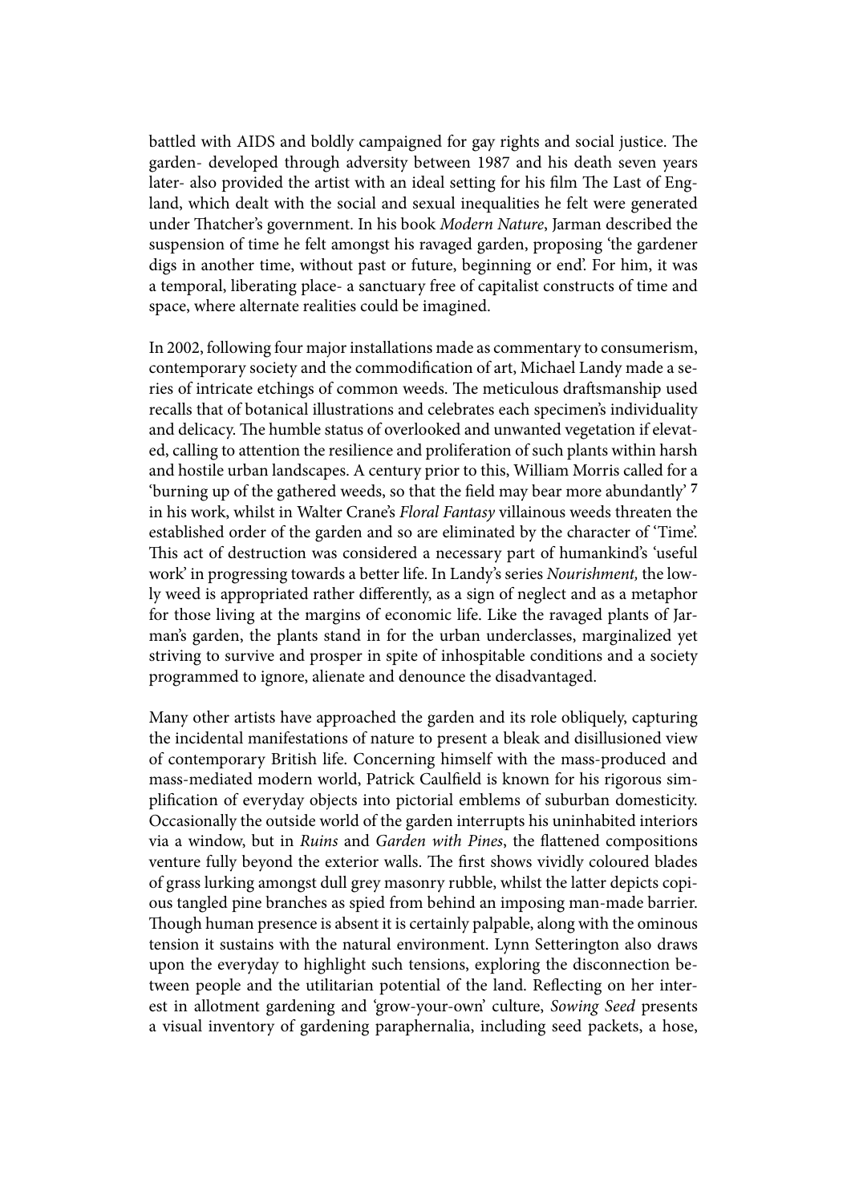battled with AIDS and boldly campaigned for gay rights and social justice. The garden- developed through adversity between 1987 and his death seven years later- also provided the artist with an ideal setting for his film The Last of England, which dealt with the social and sexual inequalities he felt were generated under Thatcher's government. In his book *Modern Nature*, Jarman described the suspension of time he felt amongst his ravaged garden, proposing 'the gardener digs in another time, without past or future, beginning or end'. For him, it was a temporal, liberating place- a sanctuary free of capitalist constructs of time and space, where alternate realities could be imagined.

In 2002, following four major installations made as commentary to consumerism, contemporary society and the commodification of art, Michael Landy made a series of intricate etchings of common weeds. The meticulous draftsmanship used recalls that of botanical illustrations and celebrates each specimen's individuality and delicacy. The humble status of overlooked and unwanted vegetation if elevated, calling to attention the resilience and proliferation of such plants within harsh and hostile urban landscapes. A century prior to this, William Morris called for a 'burning up of the gathered weeds, so that the field may bear more abundantly' [7] in his work, whilst in Walter Crane's *Floral Fantasy* villainous weeds threaten the established order of the garden and so are eliminated by the character of 'Time'. This act of destruction was considered a necessary part of humankind's 'useful work' in progressing towards a better life. In Landy's series *Nourishment,* the lowly weed is appropriated rather differently, as a sign of neglect and as a metaphor for those living at the margins of economic life. Like the ravaged plants of Jarman's garden, the plants stand in for the urban underclasses, marginalized yet striving to survive and prosper in spite of inhospitable conditions and a society programmed to ignore, alienate and denounce the disadvantaged.

Many other artists have approached the garden and its role obliquely, capturing the incidental manifestations of nature to present a bleak and disillusioned view of contemporary British life. Concerning himself with the mass-produced and mass-mediated modern world, Patrick Caulfield is known for his rigorous simplification of everyday objects into pictorial emblems of suburban domesticity. Occasionally the outside world of the garden interrupts his uninhabited interiors via a window, but in *Ruins* and *Garden with Pines*, the flattened compositions venture fully beyond the exterior walls. The first shows vividly coloured blades of grass lurking amongst dull grey masonry rubble, whilst the latter depicts copious tangled pine branches as spied from behind an imposing man-made barrier. Though human presence is absent it is certainly palpable, along with the ominous tension it sustains with the natural environment. Lynn Setterington also draws upon the everyday to highlight such tensions, exploring the disconnection between people and the utilitarian potential of the land. Reflecting on her interest in allotment gardening and 'grow-your-own' culture, *Sowing Seed* presents a visual inventory of gardening paraphernalia, including seed packets, a hose,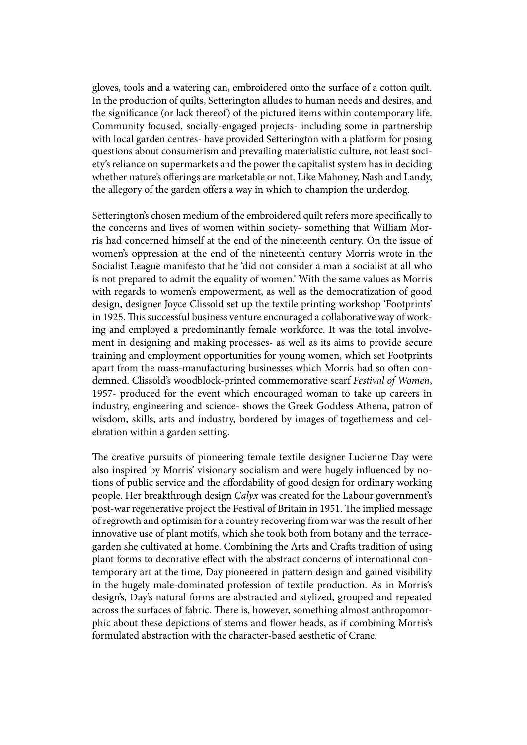gloves, tools and a watering can, embroidered onto the surface of a cotton quilt. In the production of quilts, Setterington alludes to human needs and desires, and the significance (or lack thereof) of the pictured items within contemporary life. Community focused, socially-engaged projects- including some in partnership with local garden centres- have provided Setterington with a platform for posing questions about consumerism and prevailing materialistic culture, not least society's reliance on supermarkets and the power the capitalist system has in deciding whether nature's offerings are marketable or not. Like Mahoney, Nash and Landy, the allegory of the garden offers a way in which to champion the underdog.

Setterington's chosen medium of the embroidered quilt refers more specifically to the concerns and lives of women within society- something that William Morris had concerned himself at the end of the nineteenth century. On the issue of women's oppression at the end of the nineteenth century Morris wrote in the Socialist League manifesto that he 'did not consider a man a socialist at all who is not prepared to admit the equality of women.' With the same values as Morris with regards to women's empowerment, as well as the democratization of good design, designer Joyce Clissold set up the textile printing workshop 'Footprints' in 1925. This successful business venture encouraged a collaborative way of working and employed a predominantly female workforce. It was the total involvement in designing and making processes- as well as its aims to provide secure training and employment opportunities for young women, which set Footprints apart from the mass-manufacturing businesses which Morris had so often condemned. Clissold's woodblock-printed commemorative scarf *Festival of Women*, 1957- produced for the event which encouraged woman to take up careers in industry, engineering and science- shows the Greek Goddess Athena, patron of wisdom, skills, arts and industry, bordered by images of togetherness and celebration within a garden setting.

The creative pursuits of pioneering female textile designer Lucienne Day were also inspired by Morris' visionary socialism and were hugely influenced by notions of public service and the affordability of good design for ordinary working people. Her breakthrough design *Calyx* was created for the Labour government's post-war regenerative project the Festival of Britain in 1951. The implied message of regrowth and optimism for a country recovering from war was the result of her innovative use of plant motifs, which she took both from botany and the terrace-garden she cultivated at home. Combining the Arts and Crafts tradition of using plant forms to decorative effect with the abstract concerns of international contemporary art at the time, Day pioneered in pattern design and gained visibility in the hugely male-dominated profession of textile production. As in Morris's design's, Day's natural forms are abstracted and stylized, grouped and repeated across the surfaces of fabric. There is, however, something almost anthropomorphic about these depictions of stems and flower heads, as if combining Morris's formulated abstraction with the character-based aesthetic of Crane.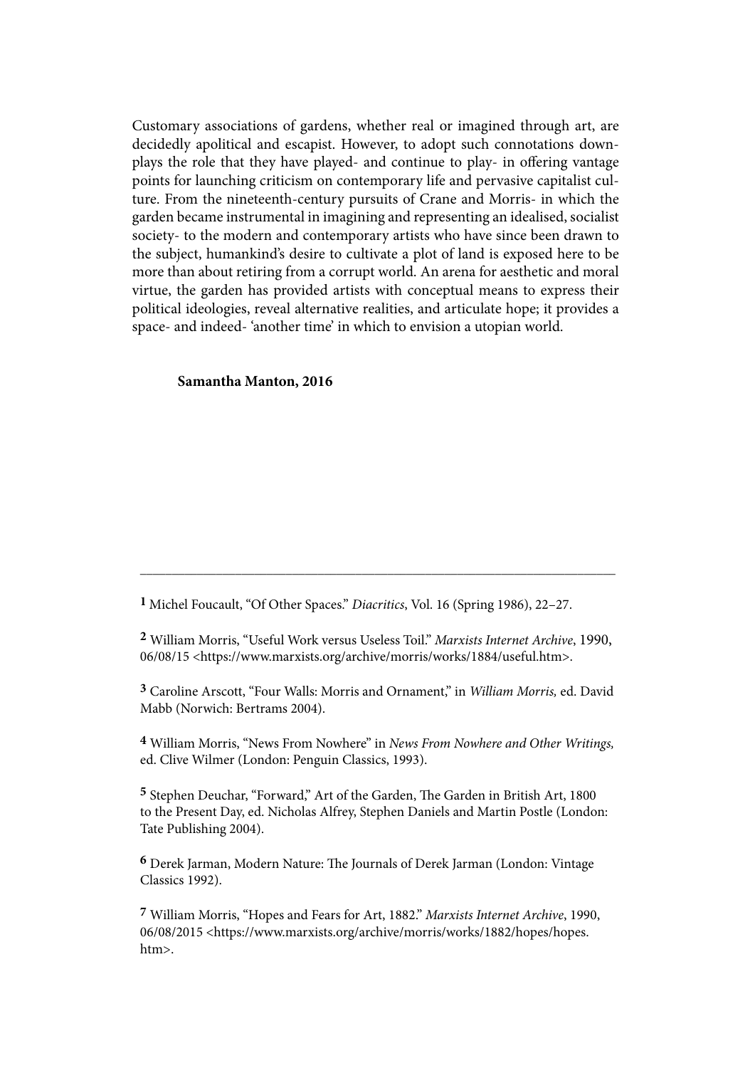Customary associations of gardens, whether real or imagined through art, are decidedly apolitical and escapist. However, to adopt such connotations downplays the role that they have played- and continue to play- in offering vantage points for launching criticism on contemporary life and pervasive capitalist culture. From the nineteenth-century pursuits of Crane and Morris- in which the garden became instrumental in imagining and representing an idealised, socialist society- to the modern and contemporary artists who have since been drawn to the subject, humankind's desire to cultivate a plot of land is exposed here to be more than about retiring from a corrupt world. An arena for aesthetic and moral virtue, the garden has provided artists with conceptual means to express their political ideologies, reveal alternative realities, and articulate hope; it provides a space- and indeed- 'another time' in which to envision a utopian world.

**Samantha Manton, 2016**

---

**1** Michel Foucault, "Of Other Spaces." *Diacritics*, Vol. 16 (Spring 1986), 22–27.

**2** William Morris, "Useful Work versus Useless Toil." *Marxists Internet Archive*, 1990, 06/08/15 <https://www.marxists.org/archive/morris/works/1884/useful.htm>.

**3** Caroline Arscott, "Four Walls: Morris and Ornament," in *William Morris,* ed. David Mabb (Norwich: Bertrams 2004).

**4** William Morris, "News From Nowhere" in *News From Nowhere and Other Writings,* ed. Clive Wilmer (London: Penguin Classics, 1993).

**5** Stephen Deuchar, "Forward," Art of the Garden, The Garden in British Art, 1800 to the Present Day, ed. Nicholas Alfrey, Stephen Daniels and Martin Postle (London: Tate Publishing 2004).

**6** Derek Jarman, Modern Nature: The Journals of Derek Jarman (London: Vintage Classics 1992).

**7** William Morris, "Hopes and Fears for Art, 1882." *Marxists Internet Archive*, 1990, 06/08/2015 <https://www.marxists.org/archive/morris/works/1882/hopes/hopes.htm>.